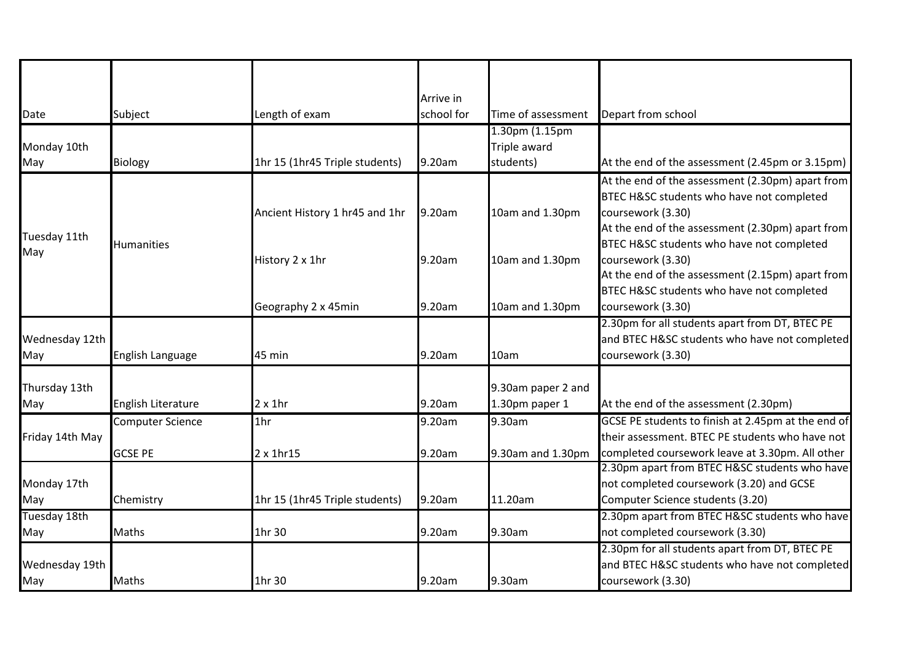| Date | Subject | Length of exam | Arrive in school for | Time of assessment | Depart from school |
|---|---|---|---|---|---|
| Monday 10th May | Biology | 1hr 15 (1hr45 Triple students) | 9.20am | 1.30pm (1.15pm Triple award students) | At the end of the assessment (2.45pm or 3.15pm) |
| Tuesday 11th May | Humanities | Ancient History 1 hr45 and 1hr | 9.20am | 10am and 1.30pm | At the end of the assessment (2.30pm) apart from BTEC H&SC students who have not completed coursework (3.30) |
| | | History 2 x 1hr | 9.20am | 10am and 1.30pm | At the end of the assessment (2.30pm) apart from BTEC H&SC students who have not completed coursework (3.30) |
| | | Geography 2 x 45min | 9.20am | 10am and 1.30pm | At the end of the assessment (2.15pm) apart from BTEC H&SC students who have not completed coursework (3.30) |
| Wednesday 12th May | English Language | 45 min | 9.20am | 10am | 2.30pm for all students apart from DT, BTEC PE and BTEC H&SC students who have not completed coursework (3.30) |
| Thursday 13th May | English Literature | 2 x 1hr | 9.20am | 9.30am paper 2 and 1.30pm paper 1 | At the end of the assessment (2.30pm) |
| Friday 14th May | Computer Science | 1hr | 9.20am | 9.30am | GCSE PE students to finish at 2.45pm at the end of their assessment. BTEC PE students who have not completed coursework leave at 3.30pm. All other |
| | GCSE PE | 2 x 1hr15 | 9.20am | 9.30am and 1.30pm | |
| Monday 17th May | Chemistry | 1hr 15 (1hr45 Triple students) | 9.20am | 11.20am | 2.30pm apart from BTEC H&SC students who have not completed coursework (3.20) and GCSE Computer Science students (3.20) |
| Tuesday 18th May | Maths | 1hr 30 | 9.20am | 9.30am | 2.30pm apart from BTEC H&SC students who have not completed coursework (3.30) |
| Wednesday 19th May | Maths | 1hr 30 | 9.20am | 9.30am | 2.30pm for all students apart from DT, BTEC PE and BTEC H&SC students who have not completed coursework (3.30) |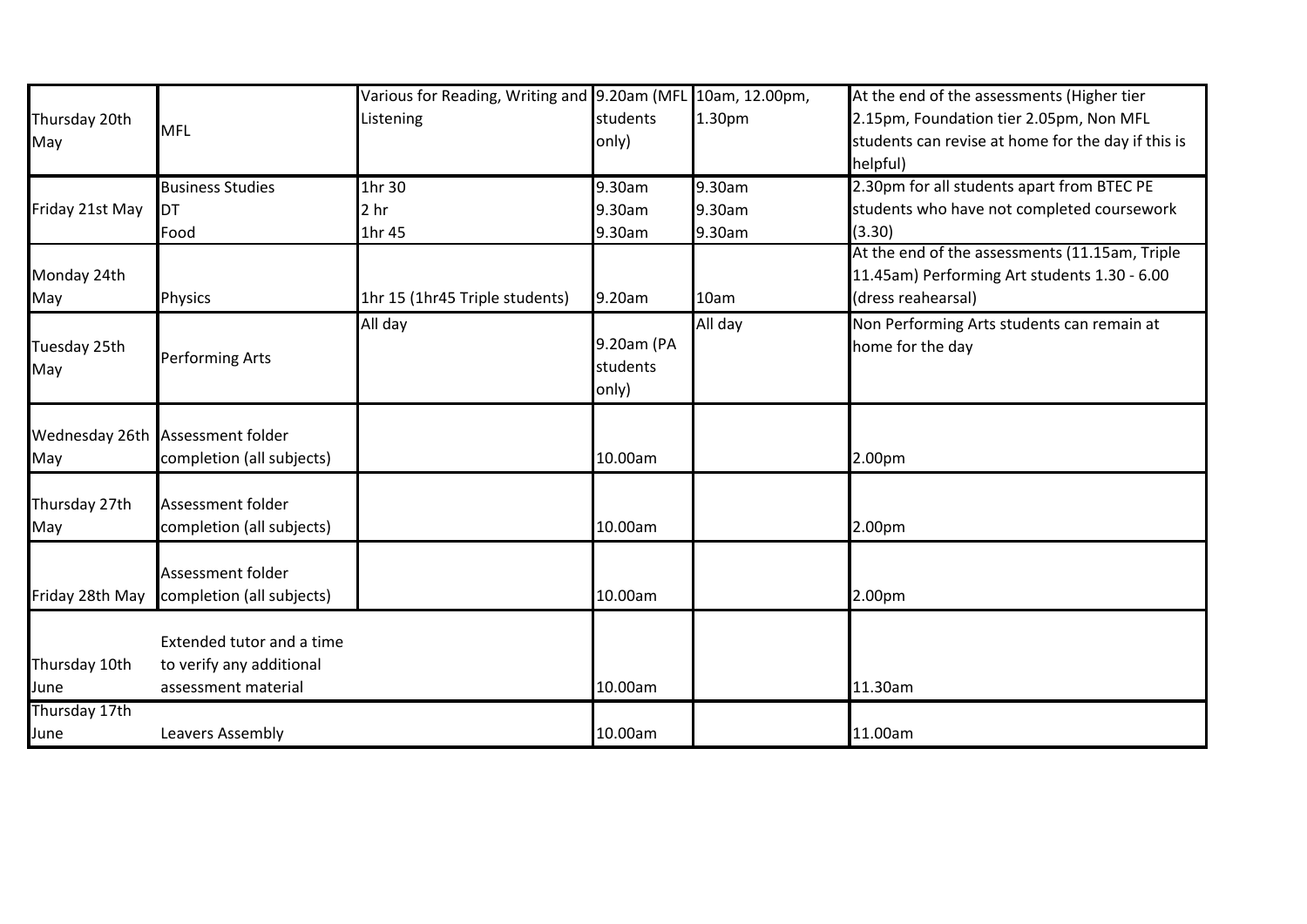| | | | | | |
|---|---|---|---|---|---|
| Thursday 20th May | MFL | Various for Reading, Writing and Listening | 9.20am (MFL students only) | 10am, 12.00pm, 1.30pm | At the end of the assessments (Higher tier 2.15pm, Foundation tier 2.05pm, Non MFL students can revise at home for the day if this is helpful) |
| Friday 21st May | Business Studies<br>DT<br>Food | 1hr 30<br>2 hr<br>1hr 45 | 9.30am<br>9.30am<br>9.30am | 9.30am<br>9.30am<br>9.30am | 2.30pm for all students apart from BTEC PE students who have not completed coursework (3.30) |
| Monday 24th May | Physics | 1hr 15 (1hr45 Triple students) | 9.20am | 10am | At the end of the assessments (11.15am, Triple 11.45am) Performing Art students 1.30 - 6.00 (dress reahearsal) |
| Tuesday 25th May | Performing Arts | All day | 9.20am (PA students only) | All day | Non Performing Arts students can remain at home for the day |
| Wednesday 26th May | Assessment folder completion (all subjects) | | 10.00am | | 2.00pm |
| Thursday 27th May | Assessment folder completion (all subjects) | | 10.00am | | 2.00pm |
| Friday 28th May | Assessment folder completion (all subjects) | | 10.00am | | 2.00pm |
| Thursday 10th June | Extended tutor and a time to verify any additional assessment material | | 10.00am | | 11.30am |
| Thursday 17th June | Leavers Assembly | | 10.00am | | 11.00am |